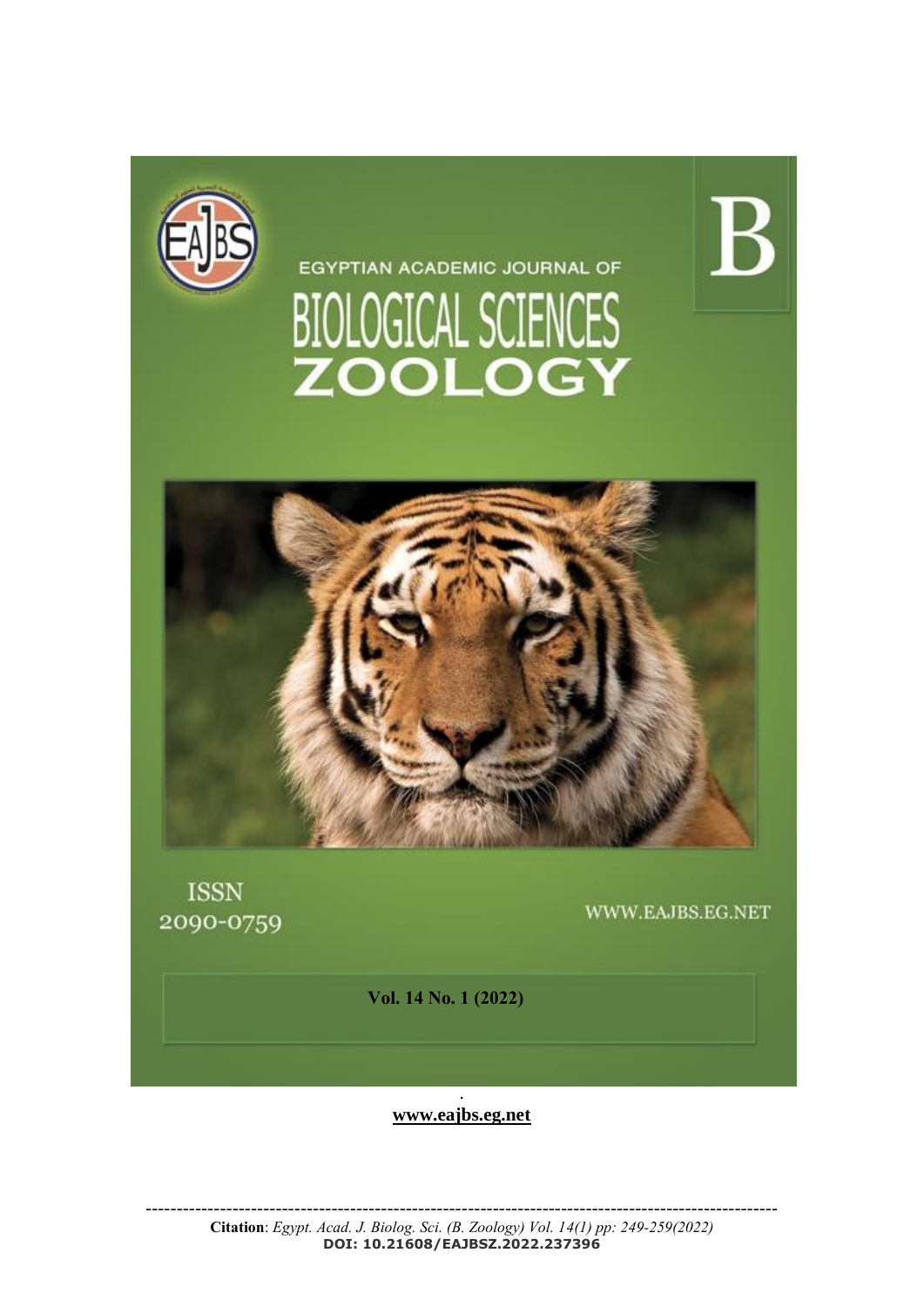EGYPTIAN ACADEMIC JOURNAL OF

# BIOLOGICAL SCIENCES ZOOLOGY

B

ISSN 2090-0759

WWW.EAJBS.EG.NET

**Vol. 14 No. 1 (2022)**

**www.eajbs.eg.net**

---

**Citation**: *Egypt. Acad. J. Biolog. Sci. (B. Zoology) Vol. 14(1) pp: 249-259(2022)*
**DOI: 10.21608/EAJBSZ.2022.237396**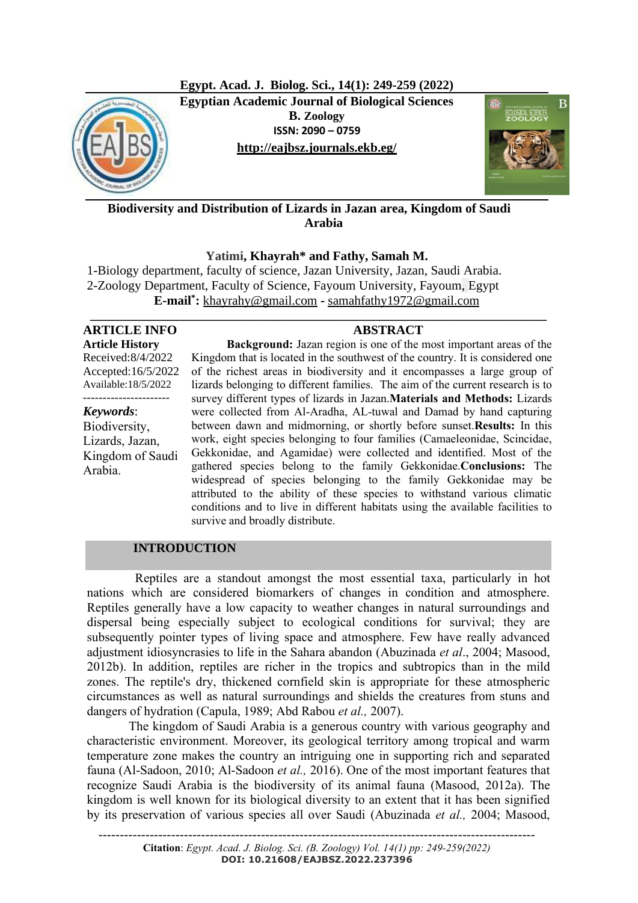Egypt. Acad. J. Biolog. Sci., 14(1): 249-259 (2022)

**Egyptian Academic Journal of Biological Sciences**
**B. Zoology**
**ISSN: 2090 – 0759**
**http://eajbsz.journals.ekb.eg/**

# Biodiversity and Distribution of Lizards in Jazan area, Kingdom of Saudi Arabia

**Yatimi, Khayrah* and Fathy, Samah M.**

1-Biology department, faculty of science, Jazan University, Jazan, Saudi Arabia.
2-Zoology Department, Faculty of Science, Fayoum University, Fayoum, Egypt
**E-mail*:** khayrahy@gmail.com - samahfathy1972@gmail.com

**ARTICLE INFO**
**Article History**
Received:8/4/2022
Accepted:16/5/2022
Available:18/5/2022

*Keywords*:
Biodiversity, Lizards, Jazan, Kingdom of Saudi Arabia.

## ABSTRACT

**Background:** Jazan region is one of the most important areas of the Kingdom that is located in the southwest of the country. It is considered one of the richest areas in biodiversity and it encompasses a large group of lizards belonging to different families. The aim of the current research is to survey different types of lizards in Jazan.**Materials and Methods:** Lizards were collected from Al-Aradha, AL-tuwal and Damad by hand capturing between dawn and midmorning, or shortly before sunset.**Results:** In this work, eight species belonging to four families (Camaeleonidae, Scincidae, Gekkonidae, and Agamidae) were collected and identified. Most of the gathered species belong to the family Gekkonidae.**Conclusions:** The widespread of species belonging to the family Gekkonidae may be attributed to the ability of these species to withstand various climatic conditions and to live in different habitats using the available facilities to survive and broadly distribute.

## INTRODUCTION

Reptiles are a standout amongst the most essential taxa, particularly in hot nations which are considered biomarkers of changes in condition and atmosphere. Reptiles generally have a low capacity to weather changes in natural surroundings and dispersal being especially subject to ecological conditions for survival; they are subsequently pointer types of living space and atmosphere. Few have really advanced adjustment idiosyncrasies to life in the Sahara abandon (Abuzinada *et al*., 2004; Masood, 2012b). In addition, reptiles are richer in the tropics and subtropics than in the mild zones. The reptile's dry, thickened cornfield skin is appropriate for these atmospheric circumstances as well as natural surroundings and shields the creatures from stuns and dangers of hydration (Capula, 1989; Abd Rabou *et al.,* 2007).

The kingdom of Saudi Arabia is a generous country with various geography and characteristic environment. Moreover, its geological territory among tropical and warm temperature zone makes the country an intriguing one in supporting rich and separated fauna (Al-Sadoon, 2010; Al-Sadoon *et al.,* 2016). One of the most important features that recognize Saudi Arabia is the biodiversity of its animal fauna (Masood, 2012a). The kingdom is well known for its biological diversity to an extent that it has been signified by its preservation of various species all over Saudi (Abuzinada *et al.,* 2004; Masood,

**Citation**: *Egypt. Acad. J. Biolog. Sci. (B. Zoology) Vol. 14(1) pp: 249-259(2022)*
**DOI: 10.21608/EAJBSZ.2022.237396**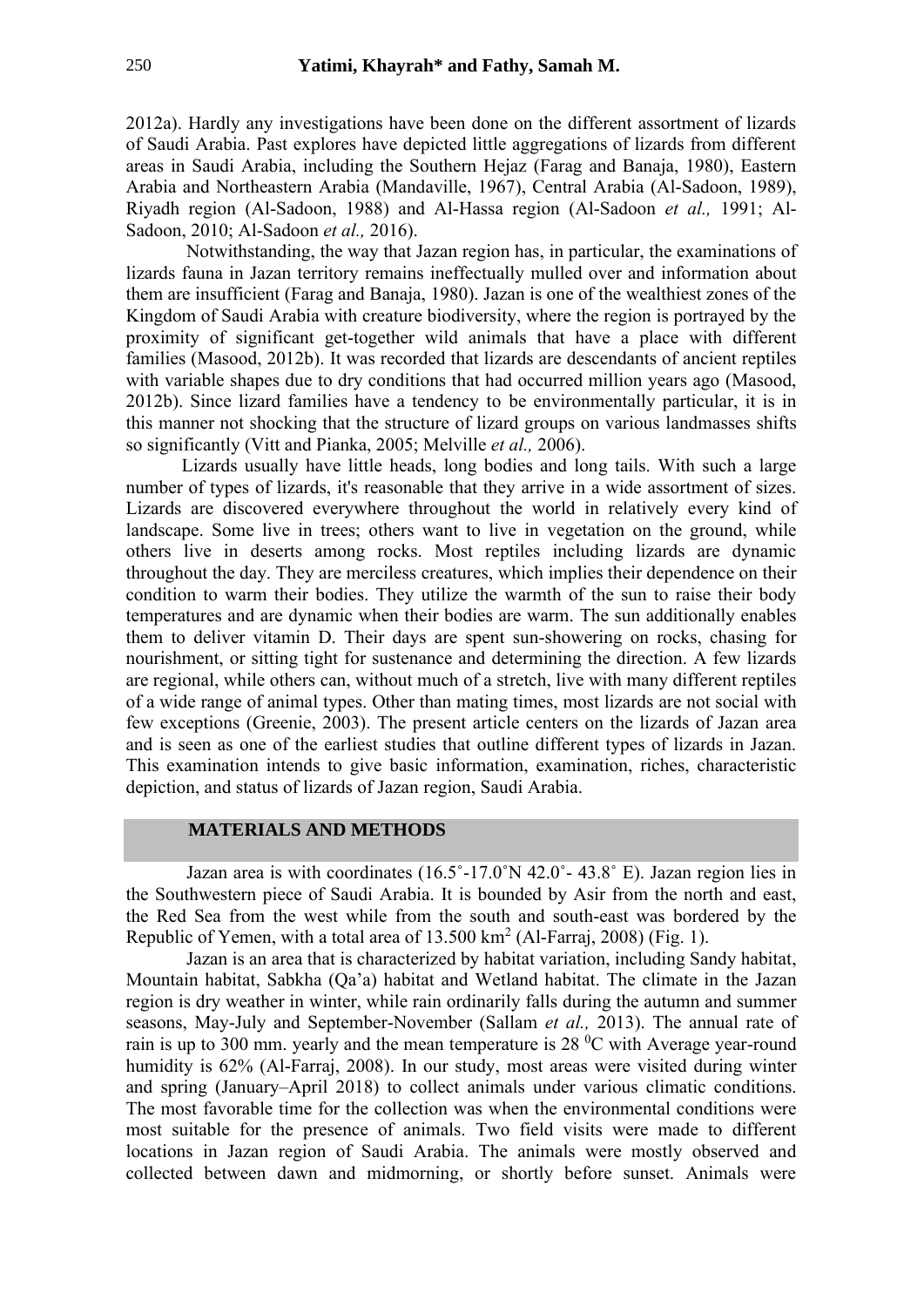2012a). Hardly any investigations have been done on the different assortment of lizards of Saudi Arabia. Past explores have depicted little aggregations of lizards from different areas in Saudi Arabia, including the Southern Hejaz (Farag and Banaja, 1980), Eastern Arabia and Northeastern Arabia (Mandaville, 1967), Central Arabia (Al-Sadoon, 1989), Riyadh region (Al-Sadoon, 1988) and Al-Hassa region (Al-Sadoon *et al.,* 1991; Al-Sadoon, 2010; Al-Sadoon *et al.,* 2016).

Notwithstanding, the way that Jazan region has, in particular, the examinations of lizards fauna in Jazan territory remains ineffectually mulled over and information about them are insufficient (Farag and Banaja, 1980). Jazan is one of the wealthiest zones of the Kingdom of Saudi Arabia with creature biodiversity, where the region is portrayed by the proximity of significant get-together wild animals that have a place with different families (Masood, 2012b). It was recorded that lizards are descendants of ancient reptiles with variable shapes due to dry conditions that had occurred million years ago (Masood, 2012b). Since lizard families have a tendency to be environmentally particular, it is in this manner not shocking that the structure of lizard groups on various landmasses shifts so significantly (Vitt and Pianka, 2005; Melville *et al.,* 2006).

Lizards usually have little heads, long bodies and long tails. With such a large number of types of lizards, it's reasonable that they arrive in a wide assortment of sizes. Lizards are discovered everywhere throughout the world in relatively every kind of landscape. Some live in trees; others want to live in vegetation on the ground, while others live in deserts among rocks. Most reptiles including lizards are dynamic throughout the day. They are merciless creatures, which implies their dependence on their condition to warm their bodies. They utilize the warmth of the sun to raise their body temperatures and are dynamic when their bodies are warm. The sun additionally enables them to deliver vitamin D. Their days are spent sun-showering on rocks, chasing for nourishment, or sitting tight for sustenance and determining the direction. A few lizards are regional, while others can, without much of a stretch, live with many different reptiles of a wide range of animal types. Other than mating times, most lizards are not social with few exceptions (Greenie, 2003). The present article centers on the lizards of Jazan area and is seen as one of the earliest studies that outline different types of lizards in Jazan. This examination intends to give basic information, examination, riches, characteristic depiction, and status of lizards of Jazan region, Saudi Arabia.

## MATERIALS AND METHODS

Jazan area is with coordinates (16.5˚-17.0˚N 42.0˚- 43.8˚ E). Jazan region lies in the Southwestern piece of Saudi Arabia. It is bounded by Asir from the north and east, the Red Sea from the west while from the south and south-east was bordered by the Republic of Yemen, with a total area of 13.500 km$^2$ (Al-Farraj, 2008) (Fig. 1).

Jazan is an area that is characterized by habitat variation, including Sandy habitat, Mountain habitat, Sabkha (Qa'a) habitat and Wetland habitat. The climate in the Jazan region is dry weather in winter, while rain ordinarily falls during the autumn and summer seasons, May-July and September-November (Sallam *et al.,* 2013). The annual rate of rain is up to 300 mm. yearly and the mean temperature is 28 $^0$C with Average year-round humidity is 62% (Al-Farraj, 2008). In our study, most areas were visited during winter and spring (January–April 2018) to collect animals under various climatic conditions. The most favorable time for the collection was when the environmental conditions were most suitable for the presence of animals. Two field visits were made to different locations in Jazan region of Saudi Arabia. The animals were mostly observed and collected between dawn and midmorning, or shortly before sunset. Animals were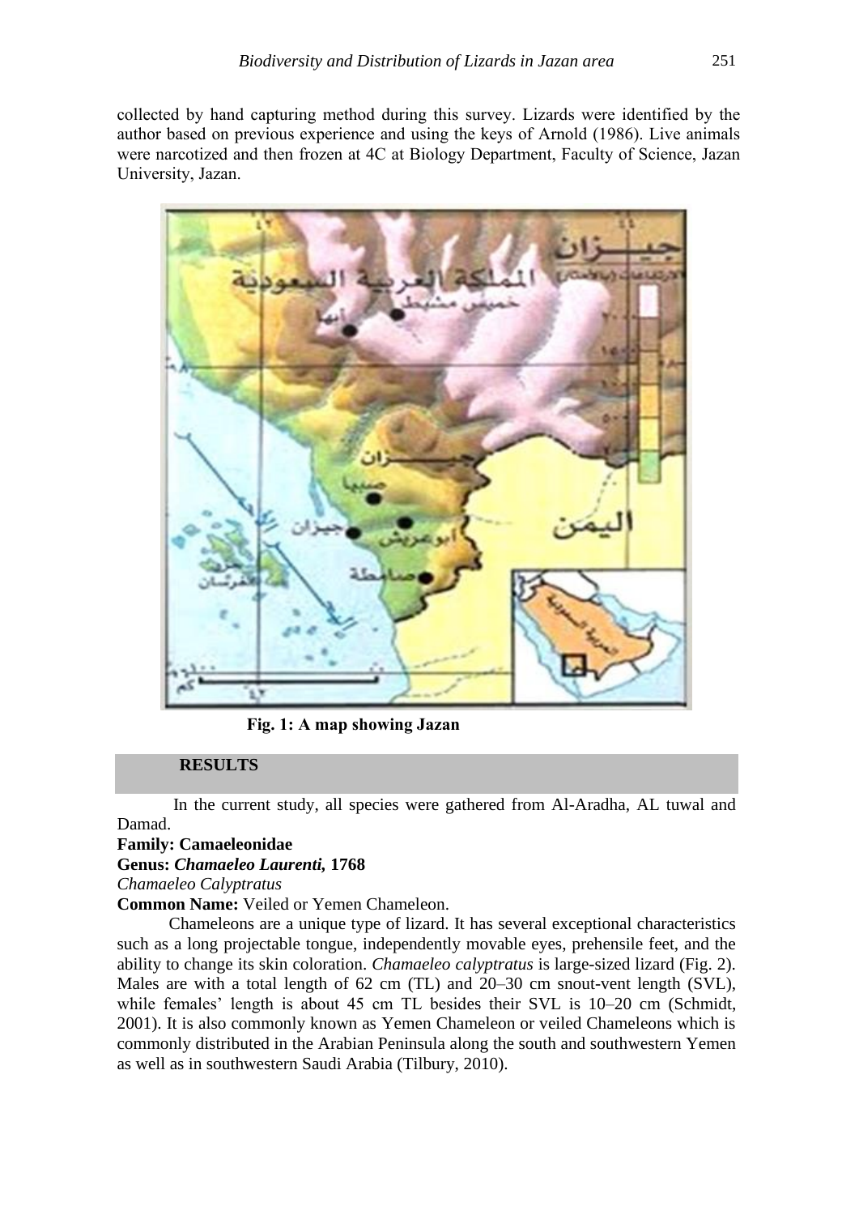collected by hand capturing method during this survey. Lizards were identified by the author based on previous experience and using the keys of Arnold (1986). Live animals were narcotized and then frozen at 4C at Biology Department, Faculty of Science, Jazan University, Jazan.

**Fig. 1: A map showing Jazan**

## RESULTS

In the current study, all species were gathered from Al-Aradha, AL tuwal and Damad.

**Family: Camaeleonidae**

**Genus: *Chamaeleo Laurenti,* 1768**

*Chamaeleo Calyptratus*

**Common Name:** Veiled or Yemen Chameleon.

Chameleons are a unique type of lizard. It has several exceptional characteristics such as a long projectable tongue, independently movable eyes, prehensile feet, and the ability to change its skin coloration. *Chamaeleo calyptratus* is large-sized lizard (Fig. 2). Males are with a total length of 62 cm (TL) and 20–30 cm snout-vent length (SVL), while females' length is about 45 cm TL besides their SVL is 10–20 cm (Schmidt, 2001). It is also commonly known as Yemen Chameleon or veiled Chameleons which is commonly distributed in the Arabian Peninsula along the south and southwestern Yemen as well as in southwestern Saudi Arabia (Tilbury, 2010).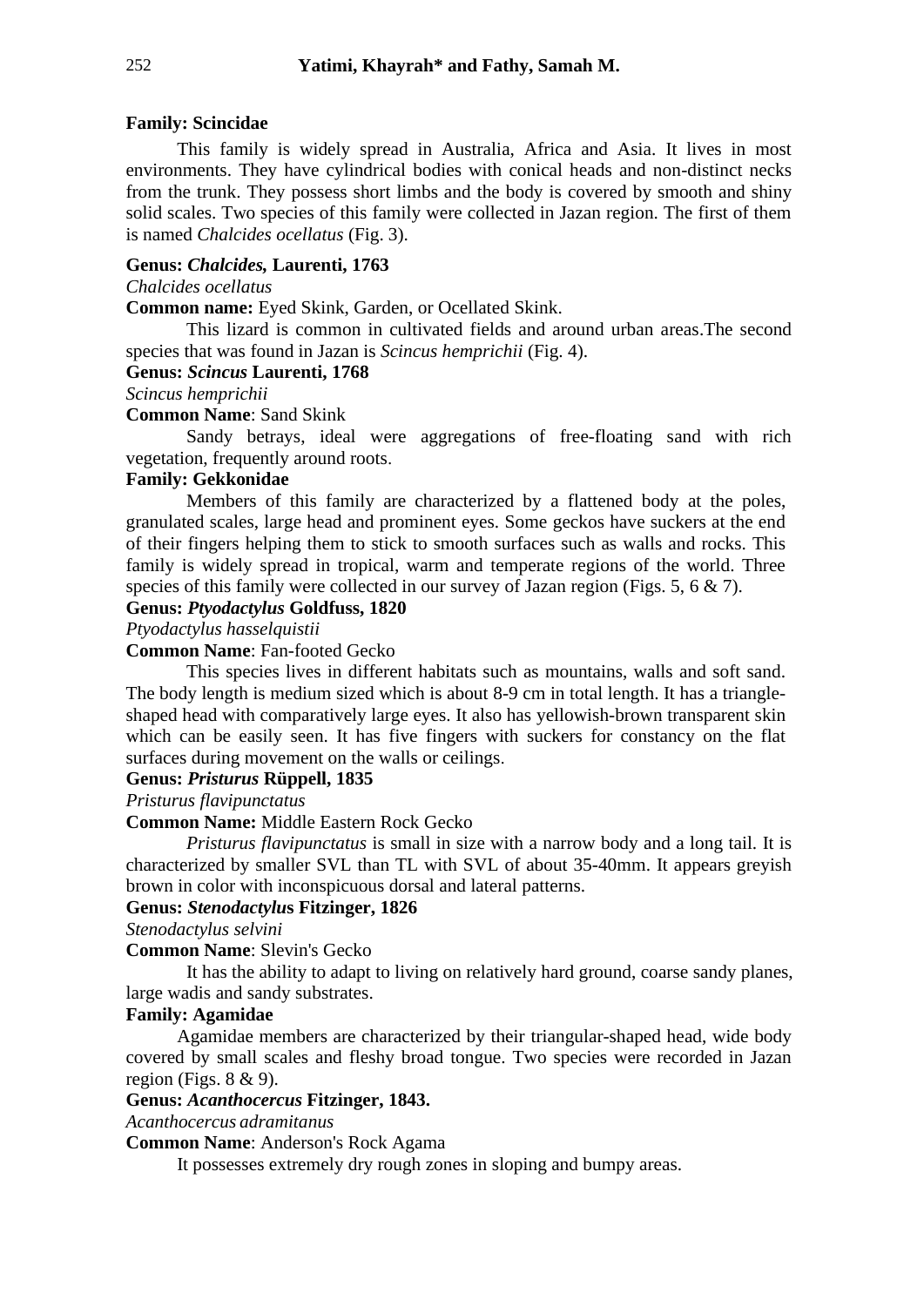### Family: Scincidae

This family is widely spread in Australia, Africa and Asia. It lives in most environments. They have cylindrical bodies with conical heads and non-distinct necks from the trunk. They possess short limbs and the body is covered by smooth and shiny solid scales. Two species of this family were collected in Jazan region. The first of them is named *Chalcides ocellatus* (Fig. 3).

**Genus: *Chalcides*, Laurenti, 1763**

*Chalcides ocellatus*

**Common name:** Eyed Skink, Garden, or Ocellated Skink.

This lizard is common in cultivated fields and around urban areas.The second species that was found in Jazan is *Scincus hemprichii* (Fig. 4).

**Genus: *Scincus* Laurenti, 1768**

*Scincus hemprichii*

**Common Name**: Sand Skink

Sandy betrays, ideal were aggregations of free-floating sand with rich vegetation, frequently around roots.

### Family: Gekkonidae

Members of this family are characterized by a flattened body at the poles, granulated scales, large head and prominent eyes. Some geckos have suckers at the end of their fingers helping them to stick to smooth surfaces such as walls and rocks. This family is widely spread in tropical, warm and temperate regions of the world. Three species of this family were collected in our survey of Jazan region (Figs. 5, 6 & 7).

**Genus: *Ptyodactylus* Goldfuss, 1820**

*Ptyodactylus hasselquistii*

**Common Name**: Fan-footed Gecko

This species lives in different habitats such as mountains, walls and soft sand. The body length is medium sized which is about 8-9 cm in total length. It has a triangle-shaped head with comparatively large eyes. It also has yellowish-brown transparent skin which can be easily seen. It has five fingers with suckers for constancy on the flat surfaces during movement on the walls or ceilings.

**Genus: *Pristurus* Rüppell, 1835**

*Pristurus flavipunctatus*

**Common Name:** Middle Eastern Rock Gecko

*Pristurus flavipunctatus* is small in size with a narrow body and a long tail. It is characterized by smaller SVL than TL with SVL of about 35-40mm. It appears greyish brown in color with inconspicuous dorsal and lateral patterns.

**Genus: *Stenodactylus* Fitzinger, 1826**

*Stenodactylus selvini*

**Common Name**: Slevin's Gecko

It has the ability to adapt to living on relatively hard ground, coarse sandy planes, large wadis and sandy substrates.

### Family: Agamidae

Agamidae members are characterized by their triangular-shaped head, wide body covered by small scales and fleshy broad tongue. Two species were recorded in Jazan region (Figs. 8 & 9).

**Genus: *Acanthocercus* Fitzinger, 1843.**

*Acanthocercus adramitanus*

**Common Name**: Anderson's Rock Agama

It possesses extremely dry rough zones in sloping and bumpy areas.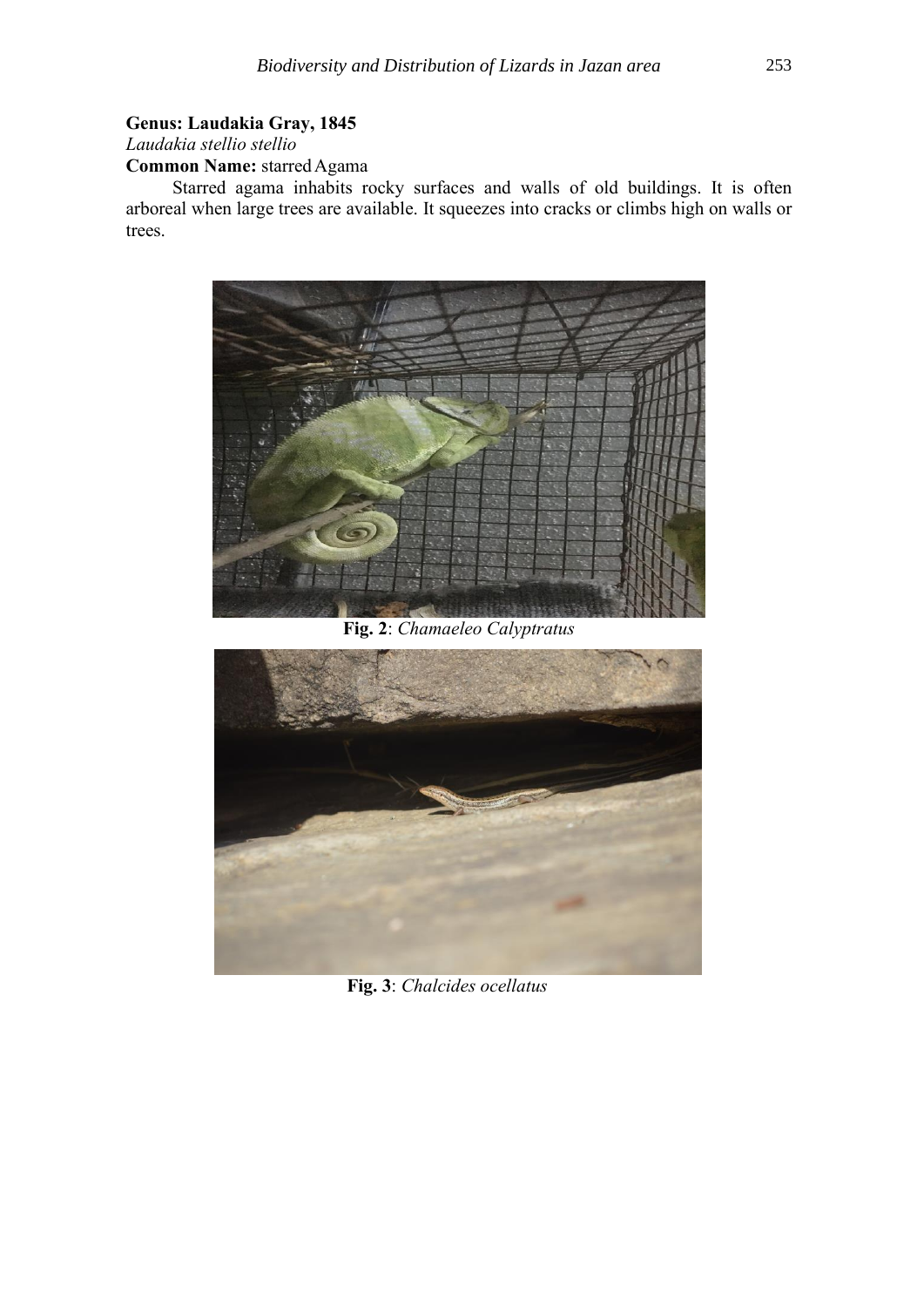**Genus: Laudakia Gray, 1845**

*Laudakia stellio stellio*

**Common Name:** starred Agama

Starred agama inhabits rocky surfaces and walls of old buildings. It is often arboreal when large trees are available. It squeezes into cracks or climbs high on walls or trees.

**Fig. 2**: *Chamaeleo Calyptratus*

**Fig. 3**: *Chalcides ocellatus*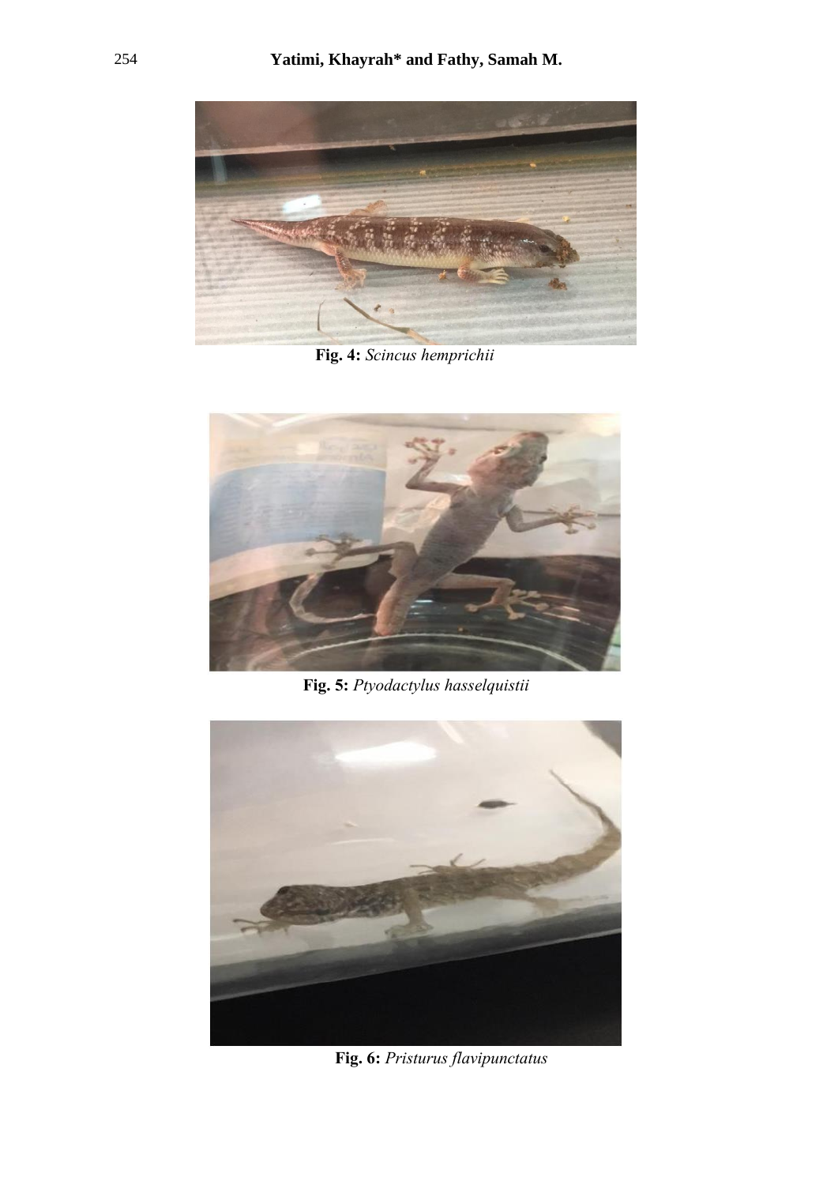**Fig. 4:** *Scincus hemprichii*

**Fig. 5:** *Ptyodactylus hasselquistii*

**Fig. 6:** *Pristurus flavipunctatus*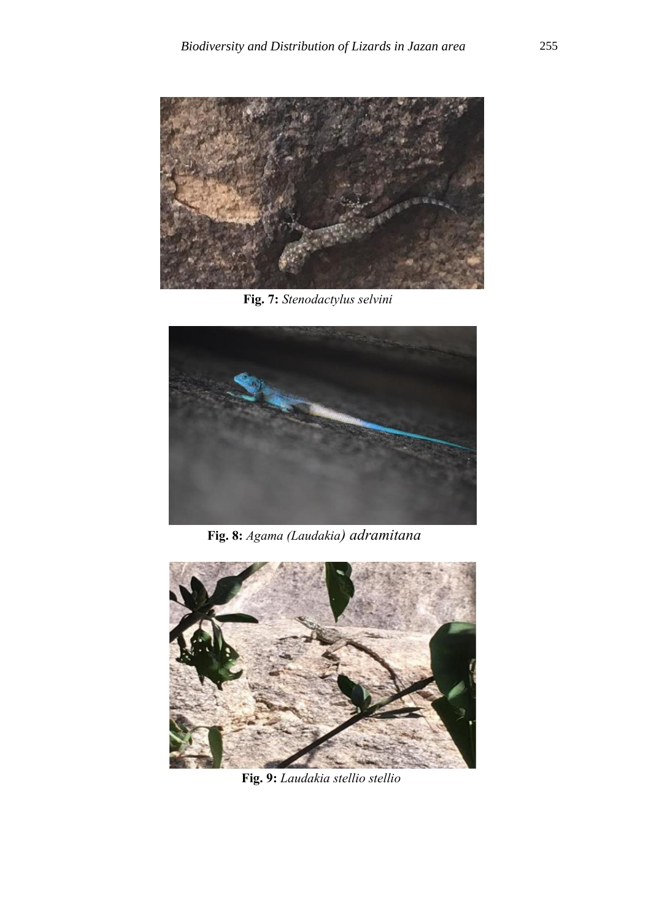**Fig. 7:** *Stenodactylus selvini*

**Fig. 8:** *Agama (Laudakia) adramitana*

**Fig. 9:** *Laudakia stellio stellio*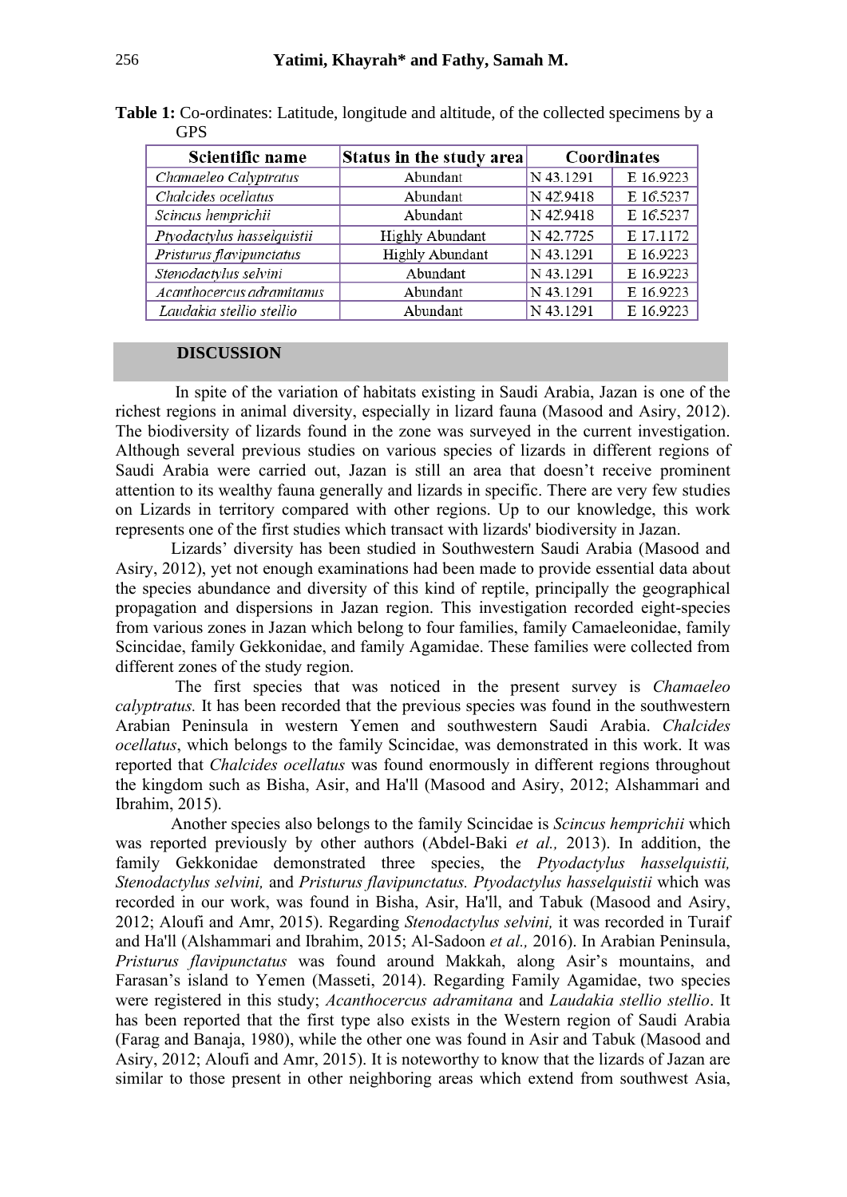**Table 1:** Co-ordinates: Latitude, longitude and altitude, of the collected specimens by a GPS

| Scientific name | Status in the study area | Coordinates | |
|---|---|---|---|
| *Chamaeleo Calyptratus* | Abundant | N 43.1291 | E 16.9223 |
| *Chalcides ocellatus* | Abundant | N 42.9418 | E 16.5237 |
| *Scincus hemprichii* | Abundant | N 42.9418 | E 16.5237 |
| *Ptyodactylus hasselquistii* | Highly Abundant | N 42.7725 | E 17.1172 |
| *Pristurus flavipunctatus* | Highly Abundant | N 43.1291 | E 16.9223 |
| *Stenodactylus selvini* | Abundant | N 43.1291 | E 16.9223 |
| *Acanthocercus adramitanus* | Abundant | N 43.1291 | E 16.9223 |
| *Laudakia stellio stellio* | Abundant | N 43.1291 | E 16.9223 |

## DISCUSSION

In spite of the variation of habitats existing in Saudi Arabia, Jazan is one of the richest regions in animal diversity, especially in lizard fauna (Masood and Asiry, 2012). The biodiversity of lizards found in the zone was surveyed in the current investigation. Although several previous studies on various species of lizards in different regions of Saudi Arabia were carried out, Jazan is still an area that doesn't receive prominent attention to its wealthy fauna generally and lizards in specific. There are very few studies on Lizards in territory compared with other regions. Up to our knowledge, this work represents one of the first studies which transact with lizards' biodiversity in Jazan.

Lizards' diversity has been studied in Southwestern Saudi Arabia (Masood and Asiry, 2012), yet not enough examinations had been made to provide essential data about the species abundance and diversity of this kind of reptile, principally the geographical propagation and dispersions in Jazan region. This investigation recorded eight-species from various zones in Jazan which belong to four families, family Camaeleonidae, family Scincidae, family Gekkonidae, and family Agamidae. These families were collected from different zones of the study region.

The first species that was noticed in the present survey is *Chamaeleo calyptratus.* It has been recorded that the previous species was found in the southwestern Arabian Peninsula in western Yemen and southwestern Saudi Arabia. *Chalcides ocellatus*, which belongs to the family Scincidae, was demonstrated in this work. It was reported that *Chalcides ocellatus* was found enormously in different regions throughout the kingdom such as Bisha, Asir, and Ha'll (Masood and Asiry, 2012; Alshammari and Ibrahim, 2015).

Another species also belongs to the family Scincidae is *Scincus hemprichii* which was reported previously by other authors (Abdel-Baki *et al.,* 2013). In addition, the family Gekkonidae demonstrated three species, the *Ptyodactylus hasselquistii, Stenodactylus selvini,* and *Pristurus flavipunctatus. Ptyodactylus hasselquistii* which was recorded in our work, was found in Bisha, Asir, Ha'll, and Tabuk (Masood and Asiry, 2012; Aloufi and Amr, 2015). Regarding *Stenodactylus selvini,* it was recorded in Turaif and Ha'll (Alshammari and Ibrahim, 2015; Al-Sadoon *et al.,* 2016). In Arabian Peninsula, *Pristurus flavipunctatus* was found around Makkah, along Asir's mountains, and Farasan's island to Yemen (Masseti, 2014). Regarding Family Agamidae, two species were registered in this study; *Acanthocercus adramitana* and *Laudakia stellio stellio*. It has been reported that the first type also exists in the Western region of Saudi Arabia (Farag and Banaja, 1980), while the other one was found in Asir and Tabuk (Masood and Asiry, 2012; Aloufi and Amr, 2015). It is noteworthy to know that the lizards of Jazan are similar to those present in other neighboring areas which extend from southwest Asia,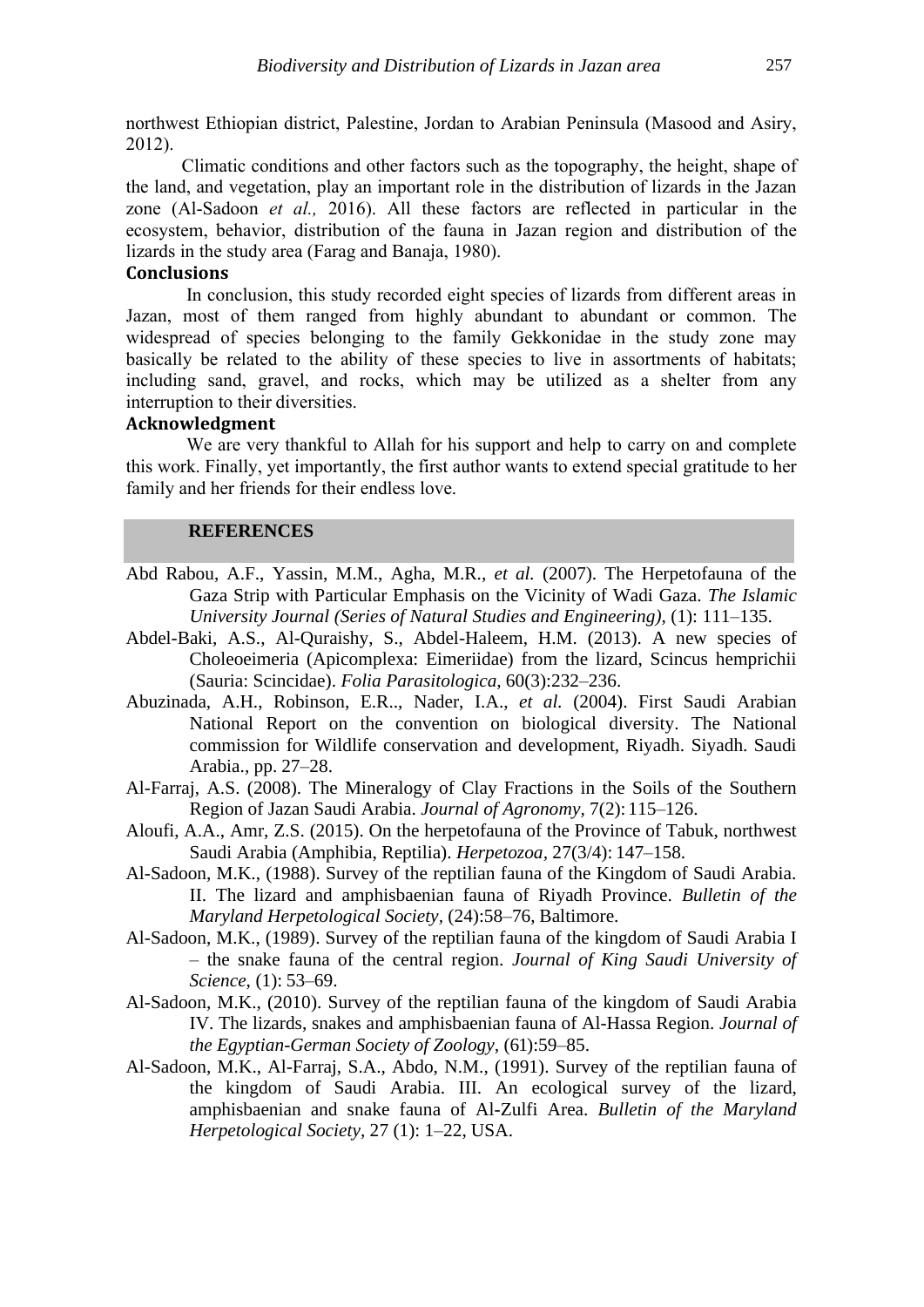northwest Ethiopian district, Palestine, Jordan to Arabian Peninsula (Masood and Asiry, 2012).

Climatic conditions and other factors such as the topography, the height, shape of the land, and vegetation, play an important role in the distribution of lizards in the Jazan zone (Al-Sadoon *et al.,* 2016). All these factors are reflected in particular in the ecosystem, behavior, distribution of the fauna in Jazan region and distribution of the lizards in the study area (Farag and Banaja, 1980).

## Conclusions

In conclusion, this study recorded eight species of lizards from different areas in Jazan, most of them ranged from highly abundant to abundant or common. The widespread of species belonging to the family Gekkonidae in the study zone may basically be related to the ability of these species to live in assortments of habitats; including sand, gravel, and rocks, which may be utilized as a shelter from any interruption to their diversities.

## Acknowledgment

We are very thankful to Allah for his support and help to carry on and complete this work. Finally, yet importantly, the first author wants to extend special gratitude to her family and her friends for their endless love.

## REFERENCES

Abd Rabou, A.F., Yassin, M.M., Agha, M.R., *et al.* (2007). The Herpetofauna of the Gaza Strip with Particular Emphasis on the Vicinity of Wadi Gaza. *The Islamic University Journal (Series of Natural Studies and Engineering)*, (1): 111–135.

Abdel-Baki, A.S., Al-Quraishy, S., Abdel-Haleem, H.M. (2013). A new species of Choleoeimeria (Apicomplexa: Eimeriidae) from the lizard, Scincus hemprichii (Sauria: Scincidae). *Folia Parasitologica,* 60(3):232–236.

Abuzinada, A.H., Robinson, E.R.., Nader, I.A., *et al.* (2004). First Saudi Arabian National Report on the convention on biological diversity. The National commission for Wildlife conservation and development, Riyadh. Siyadh. Saudi Arabia., pp. 27–28.

Al-Farraj, A.S. (2008). The Mineralogy of Clay Fractions in the Soils of the Southern Region of Jazan Saudi Arabia. *Journal of Agronomy*, 7(2): 115–126.

Aloufi, A.A., Amr, Z.S. (2015). On the herpetofauna of the Province of Tabuk, northwest Saudi Arabia (Amphibia, Reptilia). *Herpetozoa,* 27(3/4): 147–158.

Al-Sadoon, M.K., (1988). Survey of the reptilian fauna of the Kingdom of Saudi Arabia. II. The lizard and amphisbaenian fauna of Riyadh Province. *Bulletin of the Maryland Herpetological Society*, (24):58–76, Baltimore.

Al-Sadoon, M.K., (1989). Survey of the reptilian fauna of the kingdom of Saudi Arabia I – the snake fauna of the central region. *Journal of King Saudi University of Science*, (1): 53–69.

Al-Sadoon, M.K., (2010). Survey of the reptilian fauna of the kingdom of Saudi Arabia IV. The lizards, snakes and amphisbaenian fauna of Al-Hassa Region. *Journal of the Egyptian-German Society of Zoology*, (61):59–85.

Al-Sadoon, M.K., Al-Farraj, S.A., Abdo, N.M., (1991). Survey of the reptilian fauna of the kingdom of Saudi Arabia. III. An ecological survey of the lizard, amphisbaenian and snake fauna of Al-Zulfi Area. *Bulletin of the Maryland Herpetological Society*, 27 (1): 1–22, USA.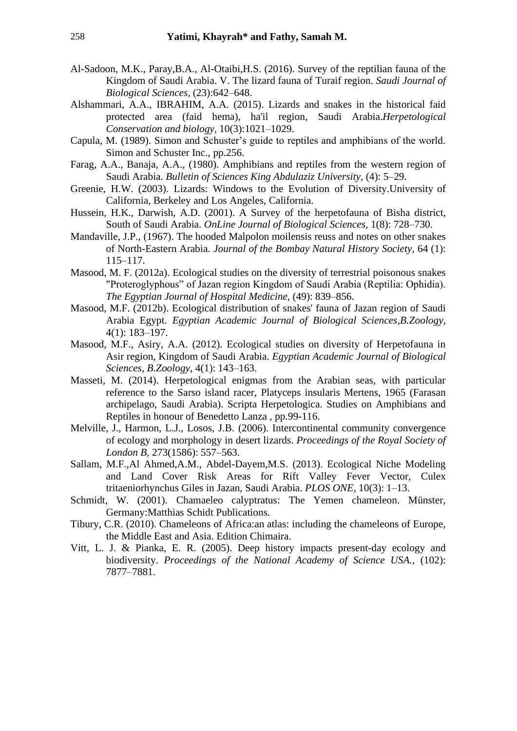Al-Sadoon, M.K., Paray,B.A., Al-Otaibi,H.S. (2016). Survey of the reptilian fauna of the Kingdom of Saudi Arabia. V. The lizard fauna of Turaif region. *Saudi Journal of Biological Sciences*, (23):642–648.

Alshammari, A.A., IBRAHIM, A.A. (2015). Lizards and snakes in the historical faid protected area (faid hema), ha'il region, Saudi Arabia.*Herpetological Conservation and biology*, 10(3):1021–1029.

Capula, M. (1989). Simon and Schuster's guide to reptiles and amphibians of the world. Simon and Schuster Inc., pp.256.

Farag, A.A., Banaja, A.A., (1980). Amphibians and reptiles from the western region of Saudi Arabia. *Bulletin of Sciences King Abdulaziz University*, (4): 5–29.

Greenie, H.W. (2003). Lizards: Windows to the Evolution of Diversity.University of California, Berkeley and Los Angeles, California.

Hussein, H.K., Darwish, A.D. (2001). A Survey of the herpetofauna of Bisha district, South of Saudi Arabia. *OnLine Journal of Biological Sciences*, 1(8): 728–730.

Mandaville, J.P., (1967). The hooded Malpolon moilensis reuss and notes on other snakes of North-Eastern Arabia. *Journal of the Bombay Natural History Society*, 64 (1): 115–117.

Masood, M. F. (2012a). Ecological studies on the diversity of terrestrial poisonous snakes "Proteroglyphous" of Jazan region Kingdom of Saudi Arabia (Reptilia: Ophidia). *The Egyptian Journal of Hospital Medicine*, (49): 839–856.

Masood, M.F. (2012b). Ecological distribution of snakes' fauna of Jazan region of Saudi Arabia Egypt. *Egyptian Academic Journal of Biological Sciences,B.Zoology*, 4(1): 183–197.

Masood, M.F., Asiry, A.A. (2012). Ecological studies on diversity of Herpetofauna in Asir region, Kingdom of Saudi Arabia. *Egyptian Academic Journal of Biological Sciences, B.Zoology*, 4(1): 143–163.

Masseti, M. (2014). Herpetological enigmas from the Arabian seas, with particular reference to the Sarso island racer, Platyceps insularis Mertens, 1965 (Farasan archipelago, Saudi Arabia). Scripta Herpetologica. Studies on Amphibians and Reptiles in honour of Benedetto Lanza , pp.99-116.

Melville, J., Harmon, L.J., Losos, J.B. (2006). Intercontinental community convergence of ecology and morphology in desert lizards. *Proceedings of the Royal Society of London B*, 273(1586): 557–563.

Sallam, M.F.,Al Ahmed,A.M., Abdel-Dayem,M.S. (2013). Ecological Niche Modeling and Land Cover Risk Areas for Rift Valley Fever Vector, Culex tritaeniorhynchus Giles in Jazan, Saudi Arabia. *PLOS ONE*, 10(3): 1–13.

Schmidt, W. (2001). Chamaeleo calyptratus: The Yemen chameleon. Münster, Germany:Matthias Schidt Publications.

Tibury, C.R. (2010). Chameleons of Africa:an atlas: including the chameleons of Europe, the Middle East and Asia. Edition Chimaira.

Vitt, L. J. & Pianka, E. R. (2005). Deep history impacts present-day ecology and biodiversity. *Proceedings of the National Academy of Science USA.*, (102): 7877–7881.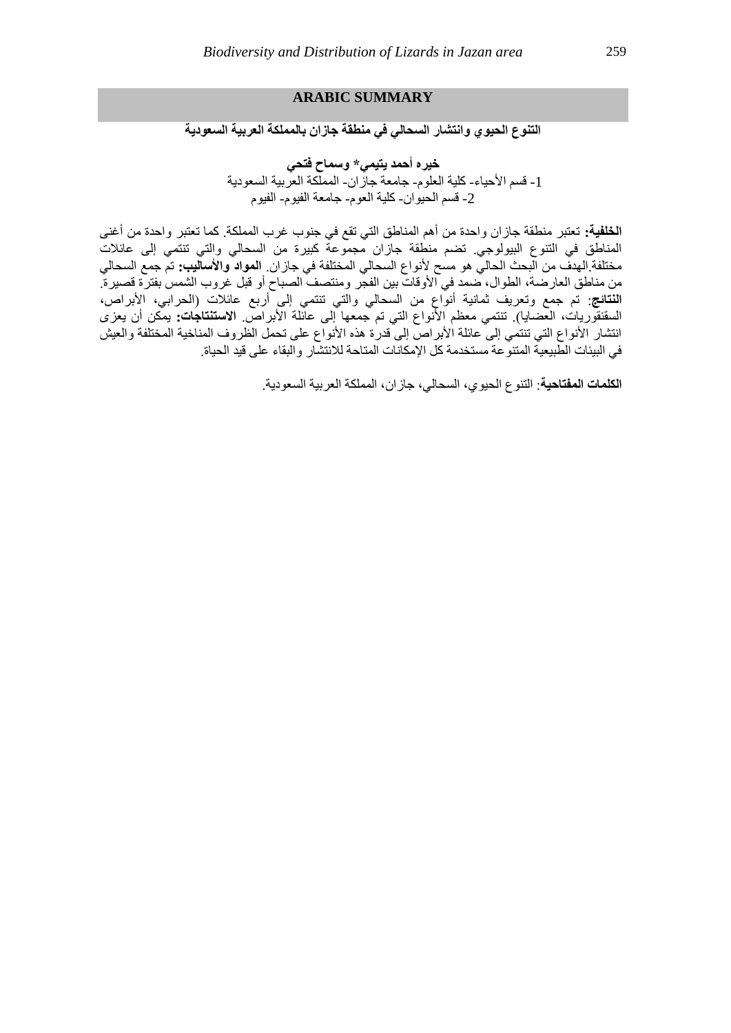## ARABIC SUMMARY

### التنوع الحيوي وانتشار السحالي في منطقة جازان بالمملكة العربية السعودية

**خيره أحمد يتيمي\* وسماح فتحي**

1- قسم الأحياء- كلية العلوم- جامعة جازان- المملكة العربية السعودية

2- قسم الحيوان- كلية العوم- جامعة الفيوم- الفيوم

**الخلفية:** تعتبر منطقة جازان واحدة من أهم المناطق التي تقع في جنوب غرب المملكة. كما تعتبر واحدة من أغنى المناطق في التنوع البيولوجي. تضم منطقة جازان مجموعة كبيرة من السحالي والتي تنتمي إلى عائلات مختلفة.الهدف من البحث الحالي هو مسح لأنواع السحالي المختلفة في جازان. **المواد والأساليب:** تم جمع السحالي من مناطق العارضة، الطوال، ضمد في الأوقات بين الفجر ومنتصف الصباح أو قبل غروب الشمس بفترة قصيرة. **النتائج**: تم جمع وتعريف ثمانية أنواع من السحالي والتي تنتمي إلى أربع عائلات (الحرابي، الأبراص، السقنقوريات، العضايا). تنتمي معظم الأنواع التي تم جمعها إلى عائلة الأبراص. **الاستنتاجات:** يمكن أن يعزى انتشار الأنواع التي تنتمي إلى عائلة الأبراص إلى قدرة هذه الأنواع على تحمل الظروف المناخية المختلفة والعيش في البيئات الطبيعية المتنوعة مستخدمة كل الإمكانات المتاحة للانتشار والبقاء على قيد الحياة.

**الكلمات المفتاحية**: التنوع الحيوي، السحالي، جازان، المملكة العربية السعودية.